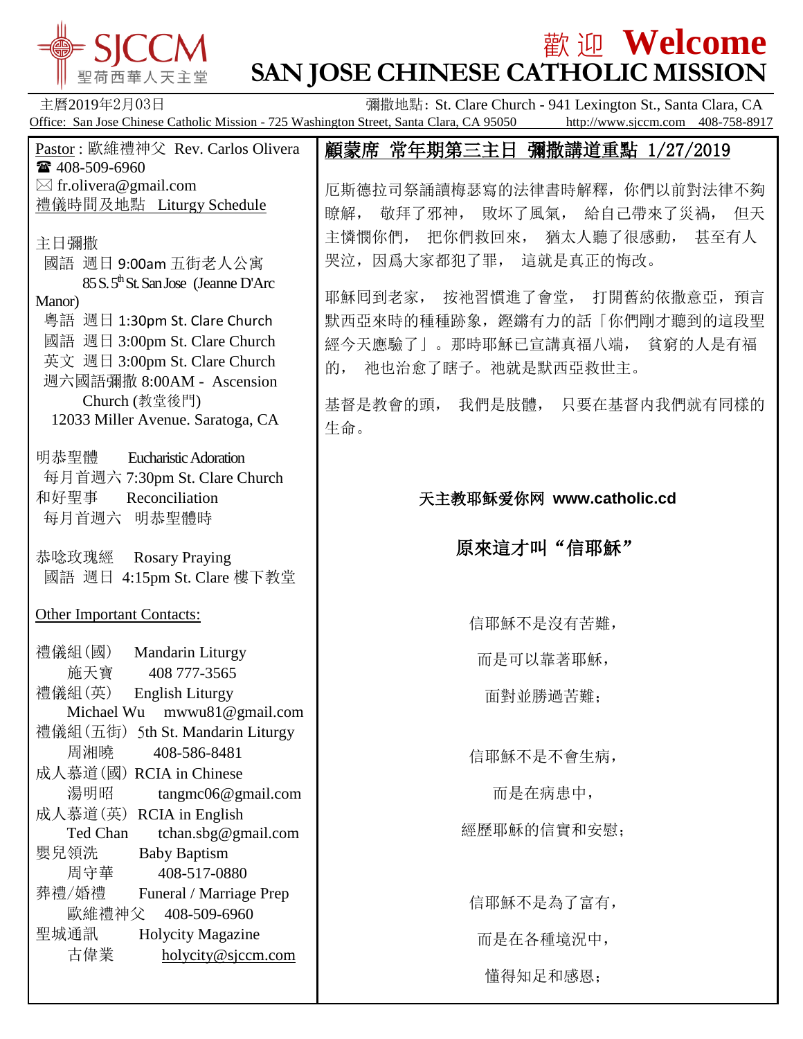# 歡 迎 Welcome

# SAN JOSE CHINESE CATHOLIC MISSION

SJCCM 聖荷西華人天主堂

主曆2019年2月03日　　彌撒地點: St. Clare Church - 941 Lexington St., Santa Clara, CA

Office: San Jose Chinese Catholic Mission - 725 Washington Street, Santa Clara, CA 95050　http://www.sjccm.com　408-758-8917

Pastor : 歐維禮神父 Rev. Carlos Olivera
☎ 408-509-6960
✉ fr.olivera@gmail.com

禮儀時間及地點 Liturgy Schedule

主日彌撒
- 國語 週日 9:00am 五街老人公寓 85 S. 5th St. San Jose (Jeanne D'Arc Manor)
- 粵語 週日 1:30pm St. Clare Church
- 國語 週日 3:00pm St. Clare Church
- 英文 週日 3:00pm St. Clare Church
- 週六國語彌撒 8:00AM - Ascension Church (教堂後門) 12033 Miller Avenue. Saratoga, CA

明恭聖體 Eucharistic Adoration
每月首週六 7:30pm St. Clare Church

和好聖事 Reconciliation
每月首週六 明恭聖體時

恭唸玫瑰經 Rosary Praying
國語 週日 4:15pm St. Clare 樓下教堂

Other Important Contacts:

禮儀組(國) Mandarin Liturgy
施天寶 408 777-3565

禮儀組(英) English Liturgy
Michael Wu mwwu81@gmail.com

禮儀組(五街) 5th St. Mandarin Liturgy
周湘曉 408-586-8481

成人慕道(國) RCIA in Chinese
湯明昭 tangmc06@gmail.com

成人慕道(英) RCIA in English
Ted Chan tchan.sbg@gmail.com

嬰兒領洗 Baby Baptism
周守華 408-517-0880

葬禮/婚禮 Funeral / Marriage Prep
歐維禮神父 408-509-6960

聖城通訊 Holycity Magazine
古偉業 holycity@sjccm.com

## 顧蒙席 常年期第三主日 彌撒講道重點 1/27/2019

厄斯德拉司祭誦讀梅瑟寫的法律書時解釋，你們以前對法律不夠瞭解， 敬拜了邪神， 敗坏了風氣， 給自己帶來了災禍， 但天主憐憫你們， 把你們救回來， 猶太人聽了很感動， 甚至有人哭泣，因爲大家都犯了罪， 這就是真正的悔改。

耶穌回到老家， 按祂習慣進了會堂， 打開舊約依撒意亞，預言默西亞來時的種種跡象，鏗鏘有力的話「你們剛才聽到的這段聖經今天應驗了」。那時耶穌已宣講真福八端， 貧窮的人是有福的， 祂也治愈了瞎子。祂就是默西亞救世主。

基督是教會的頭， 我們是肢體， 只要在基督内我們就有同樣的生命。

**天主教耶稣爱你网 www.catholic.cd**

### 原來這才叫"信耶穌"

信耶穌不是沒有苦難，

而是可以靠著耶穌，

面對並勝過苦難；

信耶穌不是不會生病，

而是在病患中，

經歷耶穌的信實和安慰；

信耶穌不是為了富有，

而是在各種境況中，

懂得知足和感恩；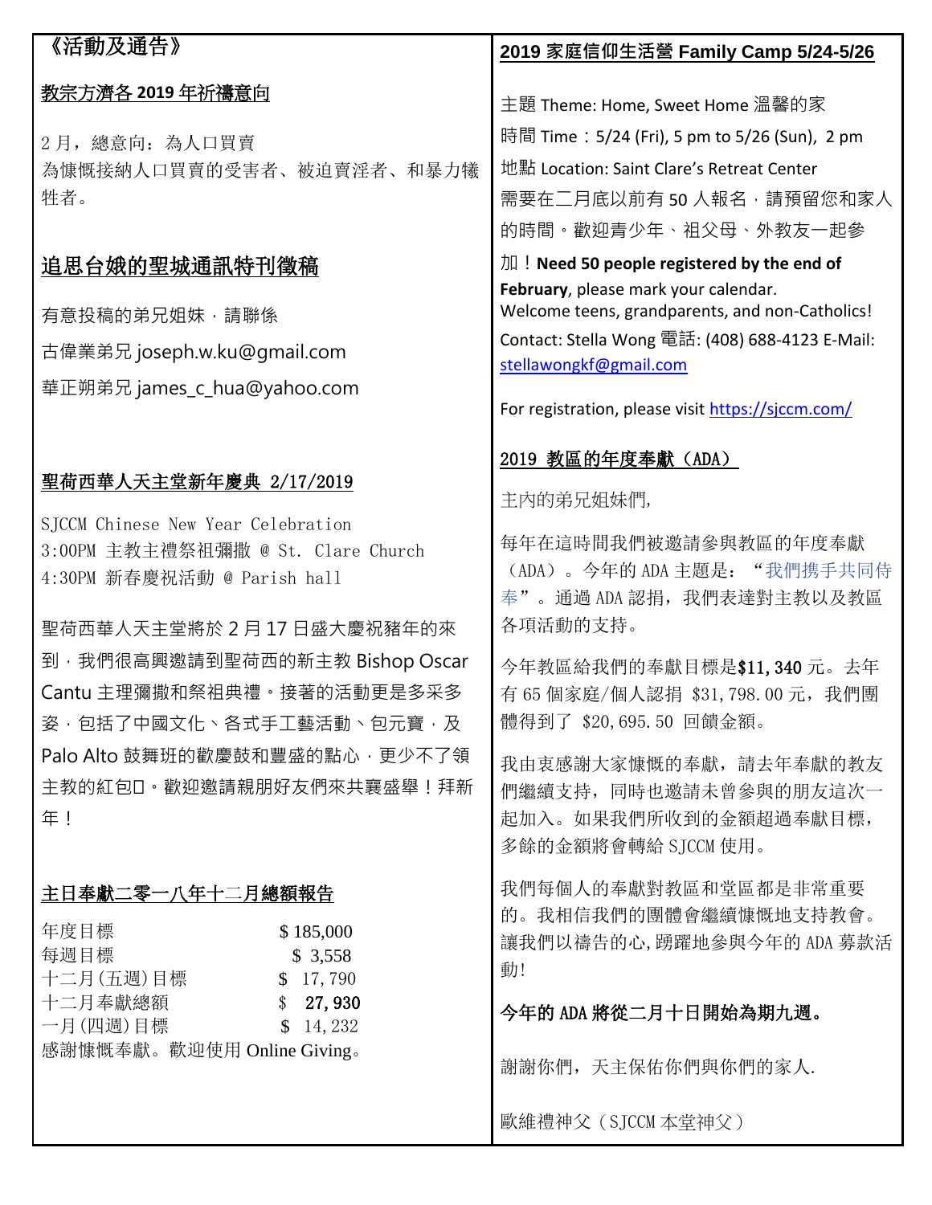《活動及通告》

**教宗方濟各 2019 年祈禱意向**

2 月，總意向：為人口買賣
為慷慨接納人口買賣的受害者、被迫賣淫者、和暴力犧牲者。

## 追思台娥的聖城通訊特刊徵稿

有意投稿的弟兄姐妹，請聯係

古偉業弟兄 joseph.w.ku@gmail.com

華正朔弟兄 james_c_hua@yahoo.com

**聖荷西華人天主堂新年慶典 2/17/2019**

SJCCM Chinese New Year Celebration
3:00PM 主教主禮祭祖彌撒 @ St. Clare Church
4:30PM 新春慶祝活動 @ Parish hall

聖荷西華人天主堂將於 2 月 17 日盛大慶祝豬年的來到，我們很高興邀請到聖荷西的新主教 Bishop Oscar Cantu 主理彌撒和祭祖典禮。接著的活動更是多采多姿，包括了中國文化、各式手工藝活動、包元寶，及 Palo Alto 鼓舞班的歡慶鼓和豐盛的點心，更少不了領主教的紅包□。歡迎邀請親朋好友們來共襄盛舉！拜新年！

**主日奉獻二零一八年十二月總額報告**

| | |
|---|---|
| 年度目標 | $ 185,000 |
| 每週目標 | $ 3,558 |
| 十二月(五週)目標 | $ 17,790 |
| 十二月奉獻總額 | $ **27,930** |
| 一月(四週)目標 | $ 14,232 |

感謝慷慨奉獻。歡迎使用 Online Giving。

**2019 家庭信仰生活營 Family Camp 5/24-5/26**

主題 Theme: Home, Sweet Home 溫馨的家

時間 Time：5/24 (Fri), 5 pm to 5/26 (Sun), 2 pm

地點 Location: Saint Clare's Retreat Center

需要在二月底以前有 50 人報名，請預留您和家人的時間。歡迎青少年、祖父母、外教友一起參加！**Need 50 people registered by the end of February**, please mark your calendar.
Welcome teens, grandparents, and non-Catholics!

Contact: Stella Wong 電話: (408) 688-4123 E-Mail: stellawongkf@gmail.com

For registration, please visit https://sjccm.com/

**2019 教區的年度奉獻（ADA）**

主內的弟兄姐妹們,

每年在這時間我們被邀請參與教區的年度奉獻（ADA）。今年的 ADA 主題是："我們携手共同侍奉"。通過 ADA 認捐，我們表達對主教以及教區各項活動的支持。

今年教區給我們的奉獻目標是**$11,340** 元。去年有 65 個家庭/個人認捐 $31,798.00 元，我們團體得到了 $20,695.50 回饋金額。

我由衷感謝大家慷慨的奉獻，請去年奉獻的教友們繼續支持，同時也邀請未曾參與的朋友這次一起加入。如果我們所收到的金額超過奉獻目標，多餘的金額將會轉給 SJCCM 使用。

我們每個人的奉獻對教區和堂區都是非常重要的。我相信我們的團體會繼續慷慨地支持教會。讓我們以禱告的心,踴躍地參與今年的 ADA 募款活動!

**今年的 ADA 將從二月十日開始為期九週。**

謝謝你們，天主保佑你們與你們的家人.

歐維禮神父（SJCCM 本堂神父）